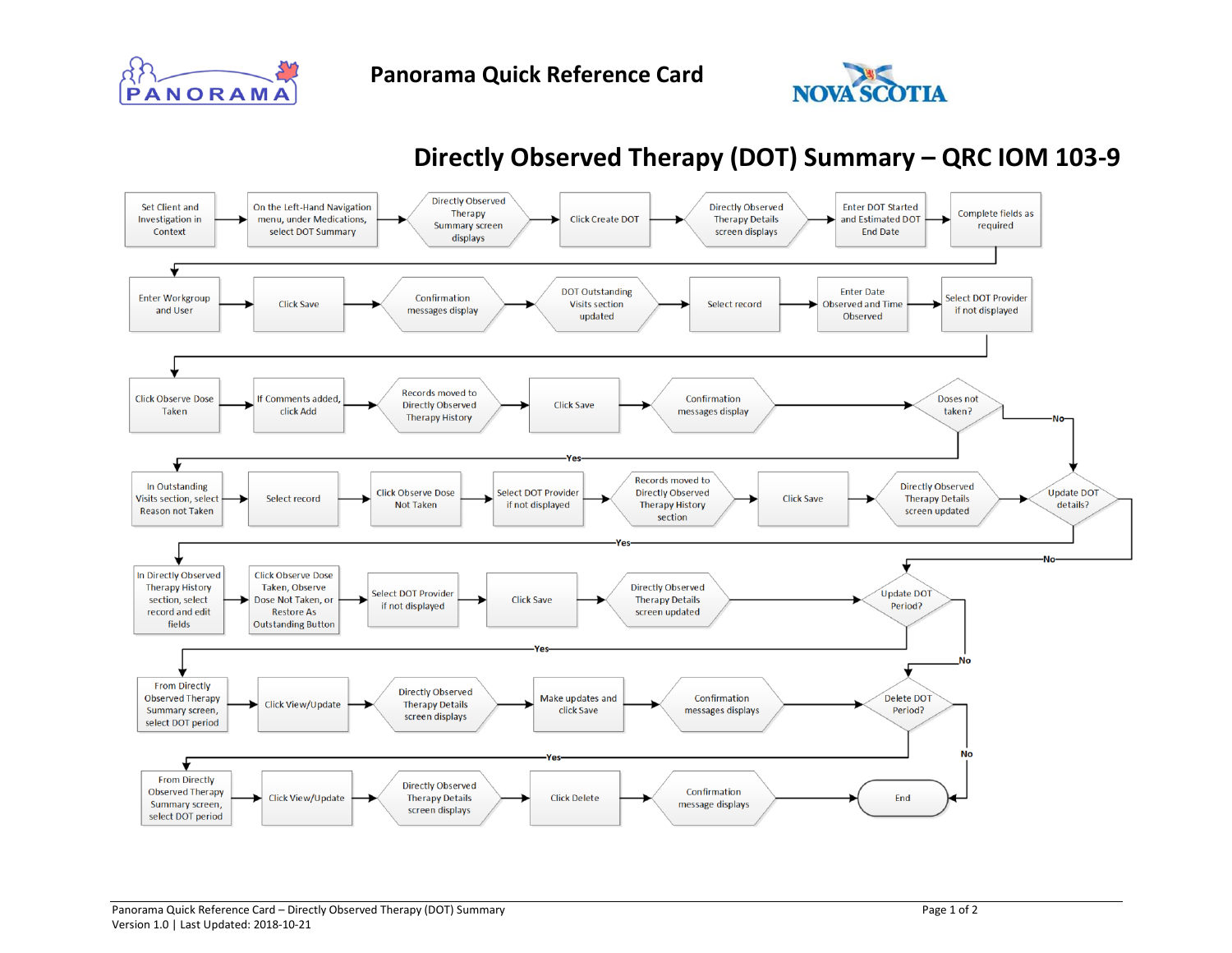# Panorama Quick Reference Card

## Directly Observed Therapy (DOT) Summary – QRC IOM 103-9

Set Client and Investigation in Context → On the Left-Hand Navigation menu, under Medications, select DOT Summary → Directly Observed Therapy Summary screen displays → Click Create DOT → Directly Observed Therapy Details screen displays → Enter DOT Started and Estimated DOT End Date → Complete fields as required

→ Enter Workgroup and User → Click Save → Confirmation messages display → DOT Outstanding Visits section updated → Select record → Enter Date Observed and Time Observed → Select DOT Provider if not displayed

→ Click Observe Dose Taken → If Comments added, click Add → Records moved to Directly Observed Therapy History → Click Save → Confirmation messages display → Doses not taken?

- Yes → In Outstanding Visits section, select Reason not Taken → Select record → Click Observe Dose Not Taken → Select DOT Provider if not displayed → Records moved to Directly Observed Therapy History section → Click Save → Directly Observed Therapy Details screen updated → Update DOT details?
- No → Update DOT details?

Update DOT details?

- Yes → In Directly Observed Therapy History section, select record and edit fields → Click Observe Dose Taken, Observe Dose Not Taken, or Restore As Outstanding Button → Select DOT Provider if not displayed → Click Save → Directly Observed Therapy Details screen updated → Update DOT Period?
- No → Update DOT Period?

Update DOT Period?

- Yes → From Directly Observed Therapy Summary screen, select DOT period → Click View/Update → Directly Observed Therapy Details screen displays → Make updates and click Save → Confirmation messages displays → Delete DOT Period?
- No → Delete DOT Period?

Delete DOT Period?

- Yes → From Directly Observed Therapy Summary screen, select DOT period → Click View/Update → Directly Observed Therapy Details screen displays → Click Delete → Confirmation message displays → End
- No → End

Panorama Quick Reference Card – Directly Observed Therapy (DOT) Summary
Version 1.0 | Last Updated: 2018-10-21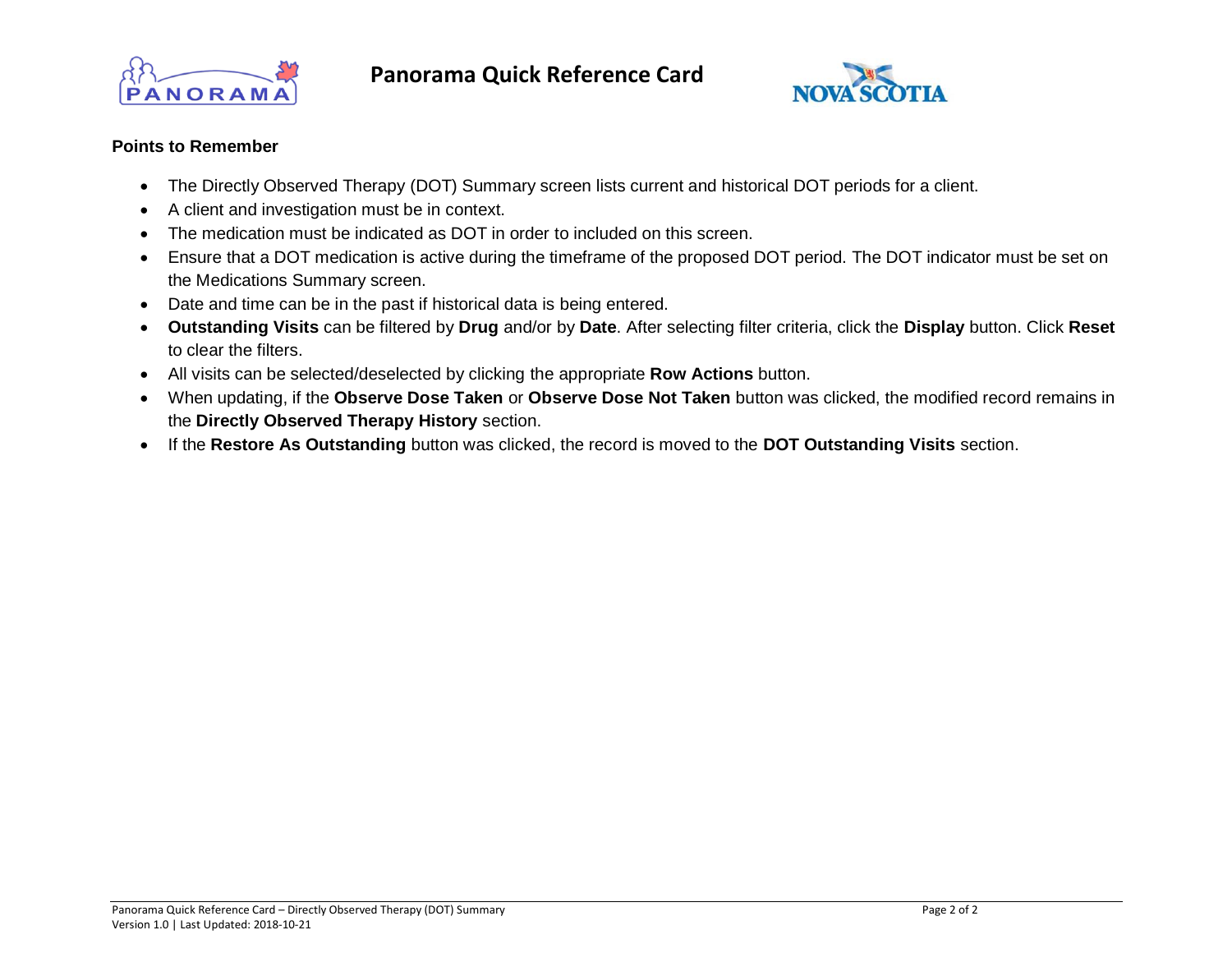### Points to Remember

- The Directly Observed Therapy (DOT) Summary screen lists current and historical DOT periods for a client.
- A client and investigation must be in context.
- The medication must be indicated as DOT in order to included on this screen.
- Ensure that a DOT medication is active during the timeframe of the proposed DOT period. The DOT indicator must be set on the Medications Summary screen.
- Date and time can be in the past if historical data is being entered.
- **Outstanding Visits** can be filtered by **Drug** and/or by **Date**. After selecting filter criteria, click the **Display** button. Click **Reset** to clear the filters.
- All visits can be selected/deselected by clicking the appropriate **Row Actions** button.
- When updating, if the **Observe Dose Taken** or **Observe Dose Not Taken** button was clicked, the modified record remains in the **Directly Observed Therapy History** section.
- If the **Restore As Outstanding** button was clicked, the record is moved to the **DOT Outstanding Visits** section.